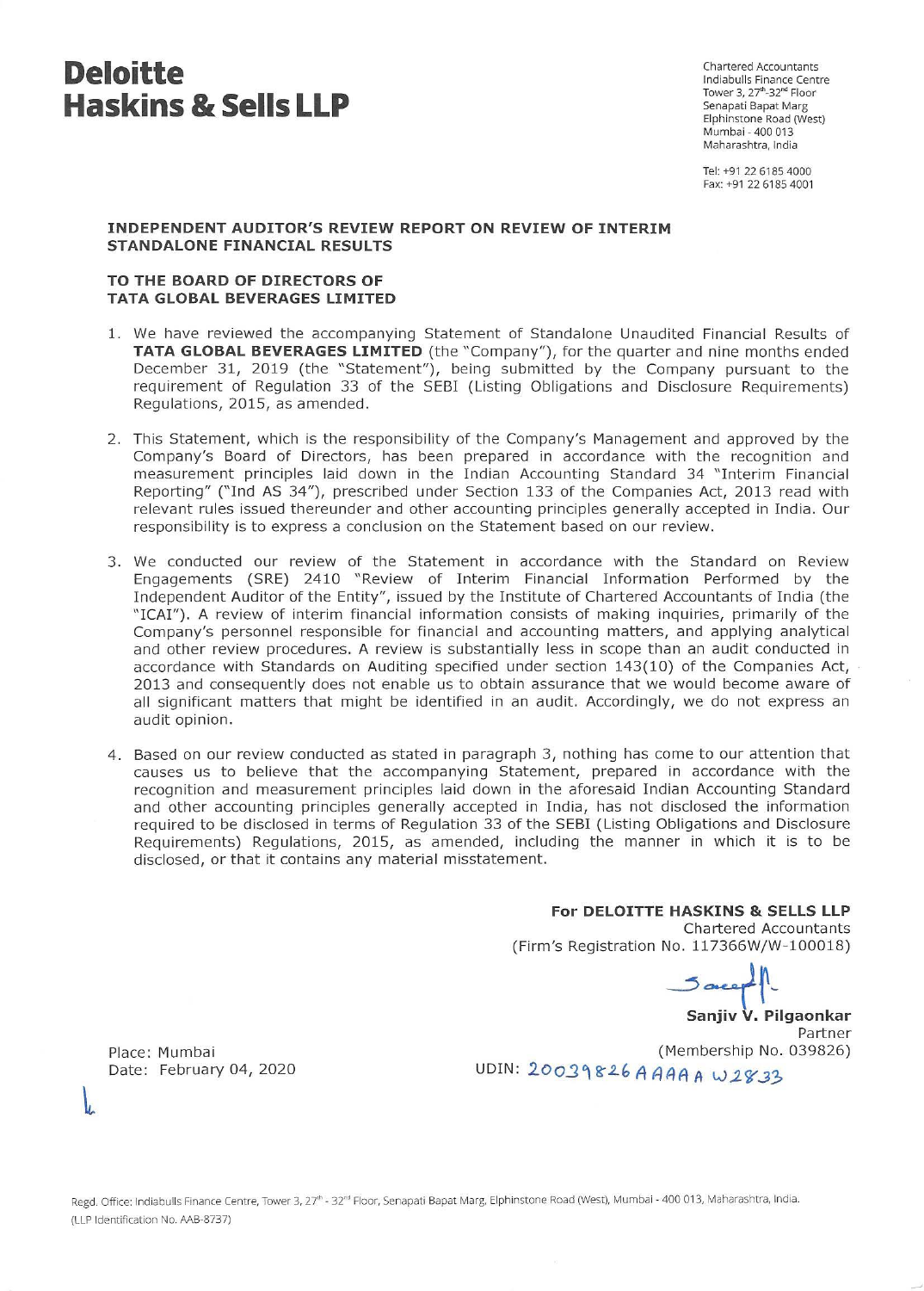# Deloitte Haskins & Sells LLP

Chartered Accountants
Indiabulls Finance Centre
Tower 3, 27th-32nd Floor
Senapati Bapat Marg
Elphinstone Road (West)
Mumbai - 400 013
Maharashtra, India

Tel: +91 22 6185 4000
Fax: +91 22 6185 4001

## INDEPENDENT AUDITOR'S REVIEW REPORT ON REVIEW OF INTERIM STANDALONE FINANCIAL RESULTS

**TO THE BOARD OF DIRECTORS OF**
**TATA GLOBAL BEVERAGES LIMITED**

1. We have reviewed the accompanying Statement of Standalone Unaudited Financial Results of **TATA GLOBAL BEVERAGES LIMITED** (the "Company"), for the quarter and nine months ended December 31, 2019 (the "Statement"), being submitted by the Company pursuant to the requirement of Regulation 33 of the SEBI (Listing Obligations and Disclosure Requirements) Regulations, 2015, as amended.

2. This Statement, which is the responsibility of the Company's Management and approved by the Company's Board of Directors, has been prepared in accordance with the recognition and measurement principles laid down in the Indian Accounting Standard 34 "Interim Financial Reporting" ("Ind AS 34"), prescribed under Section 133 of the Companies Act, 2013 read with relevant rules issued thereunder and other accounting principles generally accepted in India. Our responsibility is to express a conclusion on the Statement based on our review.

3. We conducted our review of the Statement in accordance with the Standard on Review Engagements (SRE) 2410 "Review of Interim Financial Information Performed by the Independent Auditor of the Entity", issued by the Institute of Chartered Accountants of India (the "ICAI"). A review of interim financial information consists of making inquiries, primarily of the Company's personnel responsible for financial and accounting matters, and applying analytical and other review procedures. A review is substantially less in scope than an audit conducted in accordance with Standards on Auditing specified under section 143(10) of the Companies Act, 2013 and consequently does not enable us to obtain assurance that we would become aware of all significant matters that might be identified in an audit. Accordingly, we do not express an audit opinion.

4. Based on our review conducted as stated in paragraph 3, nothing has come to our attention that causes us to believe that the accompanying Statement, prepared in accordance with the recognition and measurement principles laid down in the aforesaid Indian Accounting Standard and other accounting principles generally accepted in India, has not disclosed the information required to be disclosed in terms of Regulation 33 of the SEBI (Listing Obligations and Disclosure Requirements) Regulations, 2015, as amended, including the manner in which it is to be disclosed, or that it contains any material misstatement.

**For DELOITTE HASKINS & SELLS LLP**
Chartered Accountants
(Firm's Registration No. 117366W/W-100018)

**Sanjiv V. Pilgaonkar**
Partner
(Membership No. 039826)
UDIN: 20039826AAAAAW2833

Place: Mumbai
Date: February 04, 2020

Regd. Office: Indiabulls Finance Centre, Tower 3, 27th - 32nd Floor, Senapati Bapat Marg, Elphinstone Road (West), Mumbai - 400 013, Maharashtra, India.
(LLP Identification No. AAB-8737)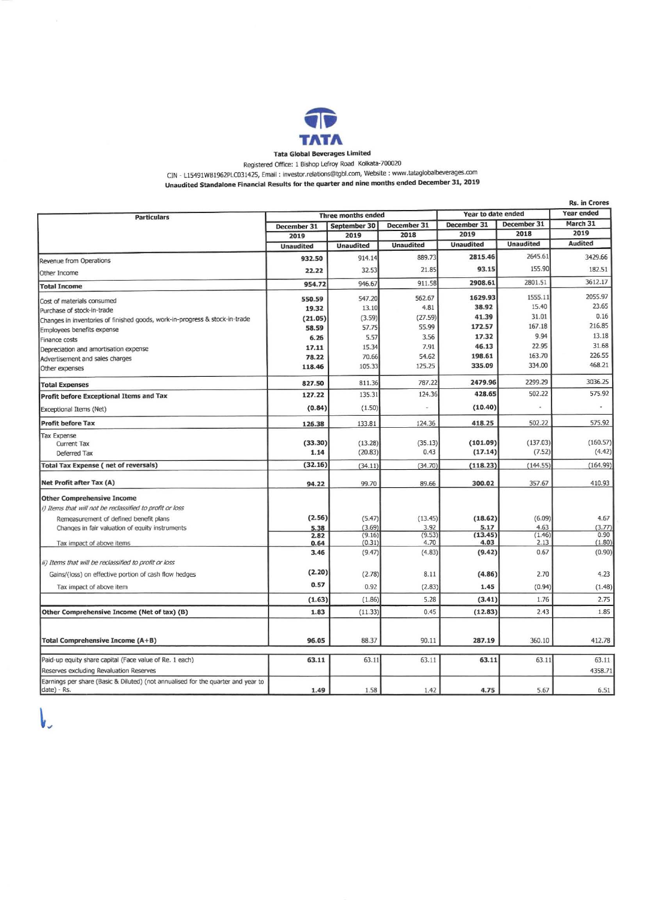TATA

**Tata Global Beverages Limited**

Registered Office: 1 Bishop Lefroy Road Kolkata-700020

CIN - L15491WB1962PLC031425, Email : investor.relations@tgbl.com, Website : www.tataglobalbeverages.com

**Unaudited Standalone Financial Results for the quarter and nine months ended December 31, 2019**

Rs. in Crores

| Particulars | Three months ended | | | Year to date ended | | Year ended |
|---|---|---|---|---|---|---|
| | December 31 2019 | September 30 2019 | December 31 2018 | December 31 2019 | December 31 2018 | March 31 2019 |
| | Unaudited | Unaudited | Unaudited | Unaudited | Unaudited | Audited |
| Revenue from Operations | 932.50 | 914.14 | 889.73 | 2815.46 | 2645.61 | 3429.66 |
| Other Income | 22.22 | 32.53 | 21.85 | 93.15 | 155.90 | 182.51 |
| **Total Income** | 954.72 | 946.67 | 911.58 | 2908.61 | 2801.51 | 3612.17 |
| Cost of materials consumed | 550.59 | 547.20 | 562.67 | 1629.93 | 1555.11 | 2055.97 |
| Purchase of stock-in-trade | 19.32 | 13.10 | 4.81 | 38.92 | 15.40 | 23.65 |
| Changes in inventories of finished goods, work-in-progress & stock-in-trade | (21.05) | (3.59) | (27.59) | 41.39 | 31.01 | 0.16 |
| Employees benefits expense | 58.59 | 57.75 | 55.99 | 172.57 | 167.18 | 216.85 |
| Finance costs | 6.26 | 5.57 | 3.56 | 17.32 | 9.94 | 13.18 |
| Depreciation and amortisation expense | 17.11 | 15.34 | 7.91 | 46.13 | 22.95 | 31.68 |
| Advertisement and sales charges | 78.22 | 70.66 | 54.62 | 198.61 | 163.70 | 226.55 |
| Other expenses | 118.46 | 105.33 | 125.25 | 335.09 | 334.00 | 468.21 |
| **Total Expenses** | 827.50 | 811.36 | 787.22 | 2479.96 | 2299.29 | 3036.25 |
| **Profit before Exceptional Items and Tax** | 127.22 | 135.31 | 124.36 | 428.65 | 502.22 | 575.92 |
| Exceptional Items (Net) | (0.84) | (1.50) | - | (10.40) | - | - |
| **Profit before Tax** | 126.38 | 133.81 | 124.36 | 418.25 | 502.22 | 575.92 |
| Tax Expense | | | | | | |
| Current Tax | (33.30) | (13.28) | (35.13) | (101.09) | (137.03) | (160.57) |
| Deferred Tax | 1.14 | (20.83) | 0.43 | (17.14) | (7.52) | (4.42) |
| **Total Tax Expense ( net of reversals)** | (32.16) | (34.11) | (34.70) | (118.23) | (144.55) | (164.99) |
| **Net Profit after Tax (A)** | 94.22 | 99.70 | 89.66 | 300.02 | 357.67 | 410.93 |
| **Other Comprehensive Income** | | | | | | |
| *i) Items that will not be reclassified to profit or loss* | | | | | | |
| Remeasurement of defined benefit plans | (2.56) | (5.47) | (13.45) | (18.62) | (6.09) | 4.67 |
| Changes in fair valuation of equity instruments | 5.38 | (3.69) | 3.92 | 5.17 | 4.63 | (3.77) |
| | 2.82 | (9.16) | (9.53) | (13.45) | (1.46) | 0.90 |
| Tax impact of above items | 0.64 | (0.31) | 4.70 | 4.03 | 2.13 | (1.80) |
| | 3.46 | (9.47) | (4.83) | (9.42) | 0.67 | (0.90) |
| *ii) Items that will be reclassified to profit or loss* | | | | | | |
| Gains/(loss) on effective portion of cash flow hedges | (2.20) | (2.78) | 8.11 | (4.86) | 2.70 | 4.23 |
| Tax impact of above item | 0.57 | 0.92 | (2.83) | 1.45 | (0.94) | (1.48) |
| | (1.63) | (1.86) | 5.28 | (3.41) | 1.76 | 2.75 |
| **Other Comprehensive Income (Net of tax) (B)** | 1.83 | (11.33) | 0.45 | (12.83) | 2.43 | 1.85 |
| **Total Comprehensive Income (A+B)** | 96.05 | 88.37 | 90.11 | 287.19 | 360.10 | 412.78 |
| Paid-up equity share capital (Face value of Re. 1 each) | 63.11 | 63.11 | 63.11 | 63.11 | 63.11 | 63.11 |
| Reserves excluding Revaluation Reserves | | | | | | 4358.71 |
| Earnings per share (Basic & Diluted) (not annualised for the quarter and year to date) - Rs. | 1.49 | 1.58 | 1.42 | 4.75 | 5.67 | 6.51 |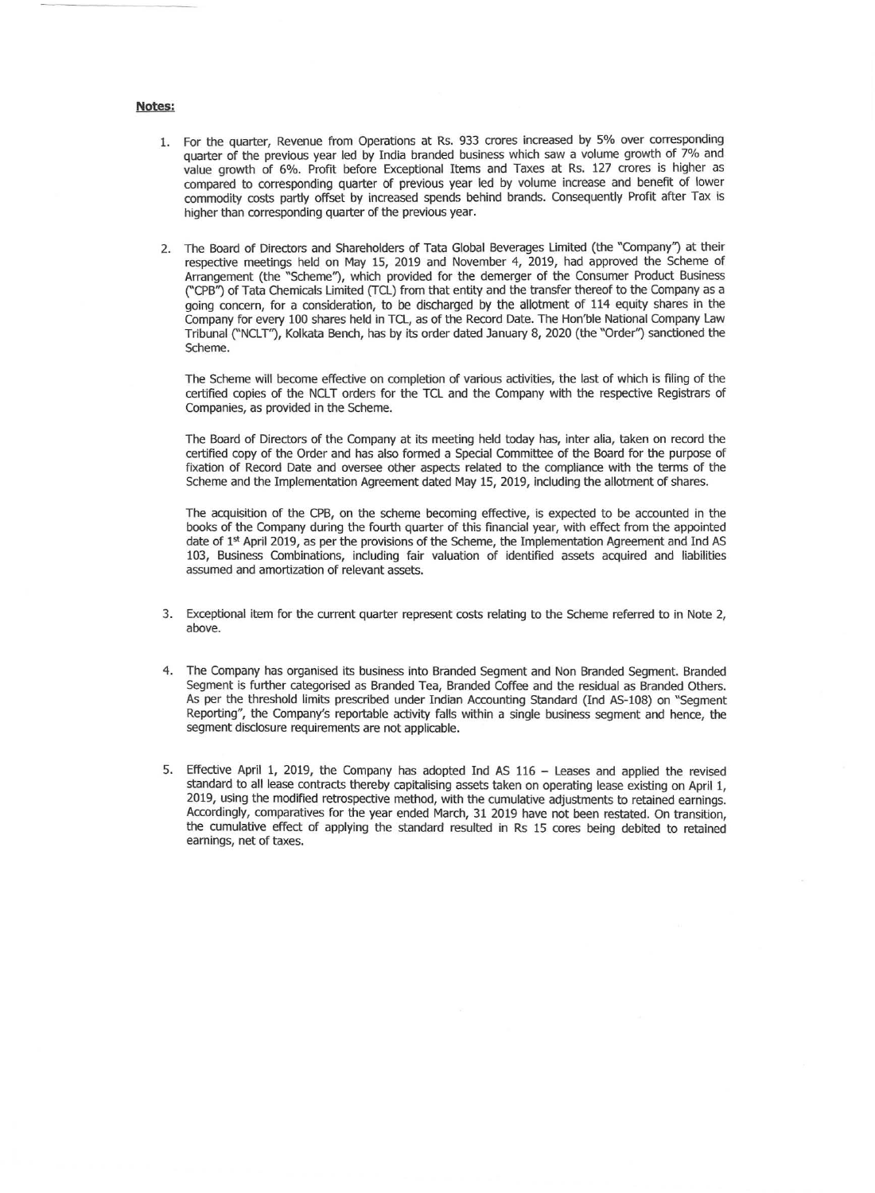**Notes:**

1. For the quarter, Revenue from Operations at Rs. 933 crores increased by 5% over corresponding quarter of the previous year led by India branded business which saw a volume growth of 7% and value growth of 6%. Profit before Exceptional Items and Taxes at Rs. 127 crores is higher as compared to corresponding quarter of previous year led by volume increase and benefit of lower commodity costs partly offset by increased spends behind brands. Consequently Profit after Tax is higher than corresponding quarter of the previous year.

2. The Board of Directors and Shareholders of Tata Global Beverages Limited (the "Company") at their respective meetings held on May 15, 2019 and November 4, 2019, had approved the Scheme of Arrangement (the "Scheme"), which provided for the demerger of the Consumer Product Business ("CPB") of Tata Chemicals Limited (TCL) from that entity and the transfer thereof to the Company as a going concern, for a consideration, to be discharged by the allotment of 114 equity shares in the Company for every 100 shares held in TCL, as of the Record Date. The Hon'ble National Company Law Tribunal ("NCLT"), Kolkata Bench, has by its order dated January 8, 2020 (the "Order") sanctioned the Scheme.

   The Scheme will become effective on completion of various activities, the last of which is filing of the certified copies of the NCLT orders for the TCL and the Company with the respective Registrars of Companies, as provided in the Scheme.

   The Board of Directors of the Company at its meeting held today has, inter alia, taken on record the certified copy of the Order and has also formed a Special Committee of the Board for the purpose of fixation of Record Date and oversee other aspects related to the compliance with the terms of the Scheme and the Implementation Agreement dated May 15, 2019, including the allotment of shares.

   The acquisition of the CPB, on the scheme becoming effective, is expected to be accounted in the books of the Company during the fourth quarter of this financial year, with effect from the appointed date of 1st April 2019, as per the provisions of the Scheme, the Implementation Agreement and Ind AS 103, Business Combinations, including fair valuation of identified assets acquired and liabilities assumed and amortization of relevant assets.

3. Exceptional item for the current quarter represent costs relating to the Scheme referred to in Note 2, above.

4. The Company has organised its business into Branded Segment and Non Branded Segment. Branded Segment is further categorised as Branded Tea, Branded Coffee and the residual as Branded Others. As per the threshold limits prescribed under Indian Accounting Standard (Ind AS-108) on "Segment Reporting", the Company's reportable activity falls within a single business segment and hence, the segment disclosure requirements are not applicable.

5. Effective April 1, 2019, the Company has adopted Ind AS 116 – Leases and applied the revised standard to all lease contracts thereby capitalising assets taken on operating lease existing on April 1, 2019, using the modified retrospective method, with the cumulative adjustments to retained earnings. Accordingly, comparatives for the year ended March, 31 2019 have not been restated. On transition, the cumulative effect of applying the standard resulted in Rs 15 cores being debited to retained earnings, net of taxes.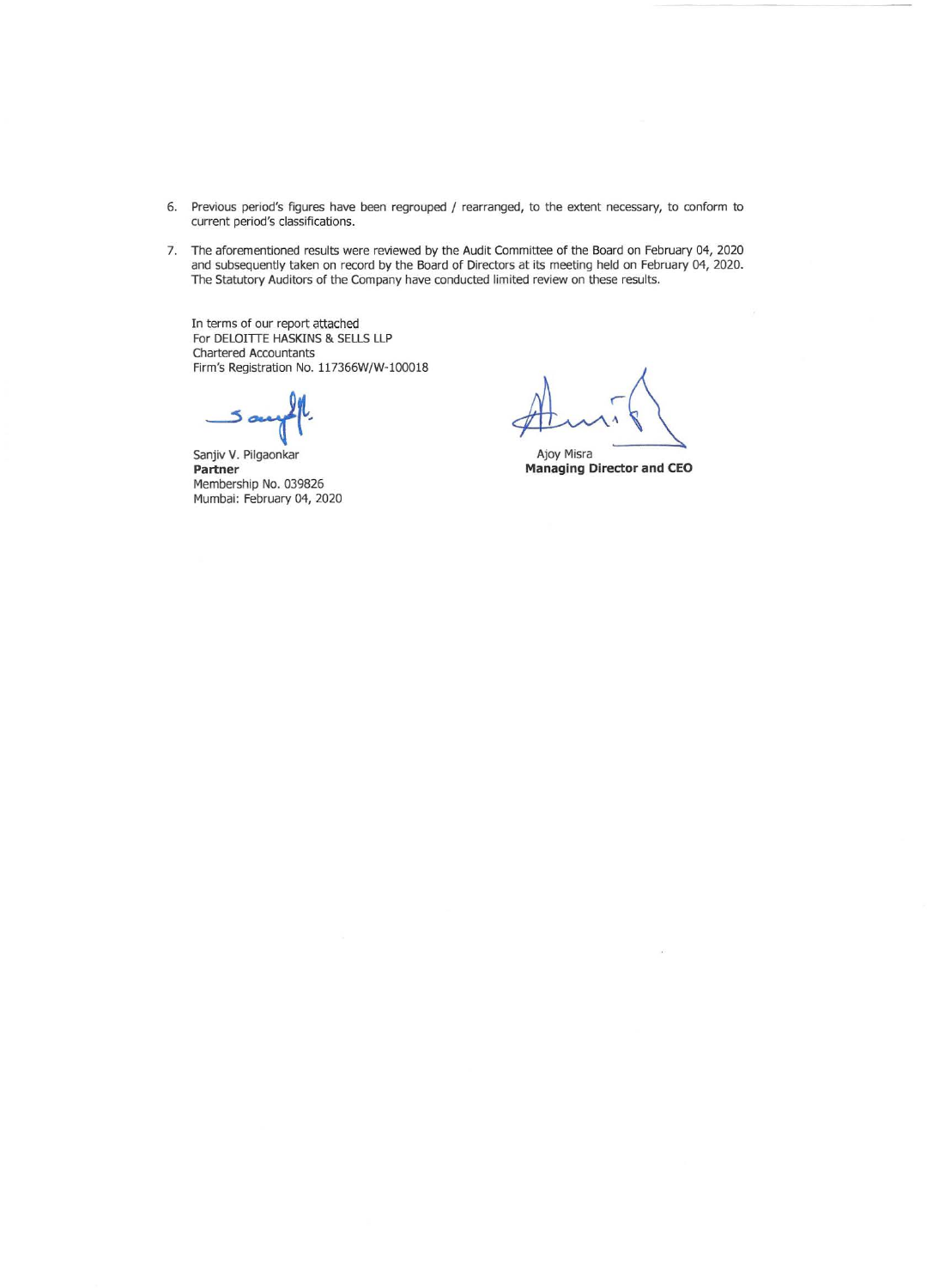6. Previous period's figures have been regrouped / rearranged, to the extent necessary, to conform to current period's classifications.

7. The aforementioned results were reviewed by the Audit Committee of the Board on February 04, 2020 and subsequently taken on record by the Board of Directors at its meeting held on February 04, 2020. The Statutory Auditors of the Company have conducted limited review on these results.

In terms of our report attached
For DELOITTE HASKINS & SELLS LLP
Chartered Accountants
Firm's Registration No. 117366W/W-100018

Sanjiv V. Pilgaonkar
**Partner**
Membership No. 039826
Mumbai: February 04, 2020

Ajoy Misra
**Managing Director and CEO**